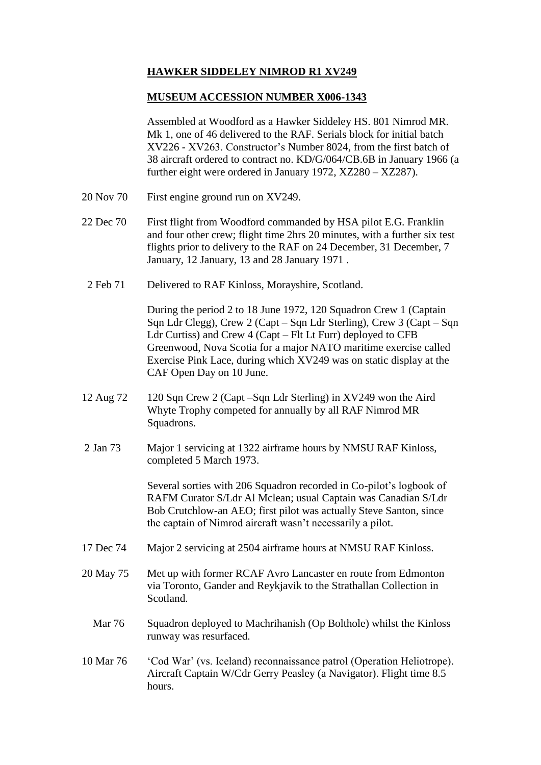# HAWKER SIDDELEY NIMROD R1 XV249

## MUSEUM ACCESSION NUMBER X006-1343

Assembled at Woodford as a Hawker Siddeley HS. 801 Nimrod MR. Mk 1, one of 46 delivered to the RAF. Serials block for initial batch XV226 - XV263. Constructor's Number 8024, from the first batch of 38 aircraft ordered to contract no. KD/G/064/CB.6B in January 1966 (a further eight were ordered in January 1972, XZ280 – XZ287).

20 Nov 70 First engine ground run on XV249.

22 Dec 70 First flight from Woodford commanded by HSA pilot E.G. Franklin and four other crew; flight time 2hrs 20 minutes, with a further six test flights prior to delivery to the RAF on 24 December, 31 December, 7 January, 12 January, 13 and 28 January 1971 .

2 Feb 71 Delivered to RAF Kinloss, Morayshire, Scotland.

During the period 2 to 18 June 1972, 120 Squadron Crew 1 (Captain Sqn Ldr Clegg), Crew 2 (Capt – Sqn Ldr Sterling), Crew 3 (Capt – Sqn Ldr Curtiss) and Crew 4 (Capt – Flt Lt Furr) deployed to CFB Greenwood, Nova Scotia for a major NATO maritime exercise called Exercise Pink Lace, during which XV249 was on static display at the CAF Open Day on 10 June.

12 Aug 72 120 Sqn Crew 2 (Capt –Sqn Ldr Sterling) in XV249 won the Aird Whyte Trophy competed for annually by all RAF Nimrod MR Squadrons.

2 Jan 73 Major 1 servicing at 1322 airframe hours by NMSU RAF Kinloss, completed 5 March 1973.

Several sorties with 206 Squadron recorded in Co-pilot's logbook of RAFM Curator S/Ldr Al Mclean; usual Captain was Canadian S/Ldr Bob Crutchlow-an AEO; first pilot was actually Steve Santon, since the captain of Nimrod aircraft wasn't necessarily a pilot.

17 Dec 74 Major 2 servicing at 2504 airframe hours at NMSU RAF Kinloss.

20 May 75 Met up with former RCAF Avro Lancaster en route from Edmonton via Toronto, Gander and Reykjavik to the Strathallan Collection in Scotland.

Mar 76 Squadron deployed to Machrihanish (Op Bolthole) whilst the Kinloss runway was resurfaced.

10 Mar 76 'Cod War' (vs. Iceland) reconnaissance patrol (Operation Heliotrope). Aircraft Captain W/Cdr Gerry Peasley (a Navigator). Flight time 8.5 hours.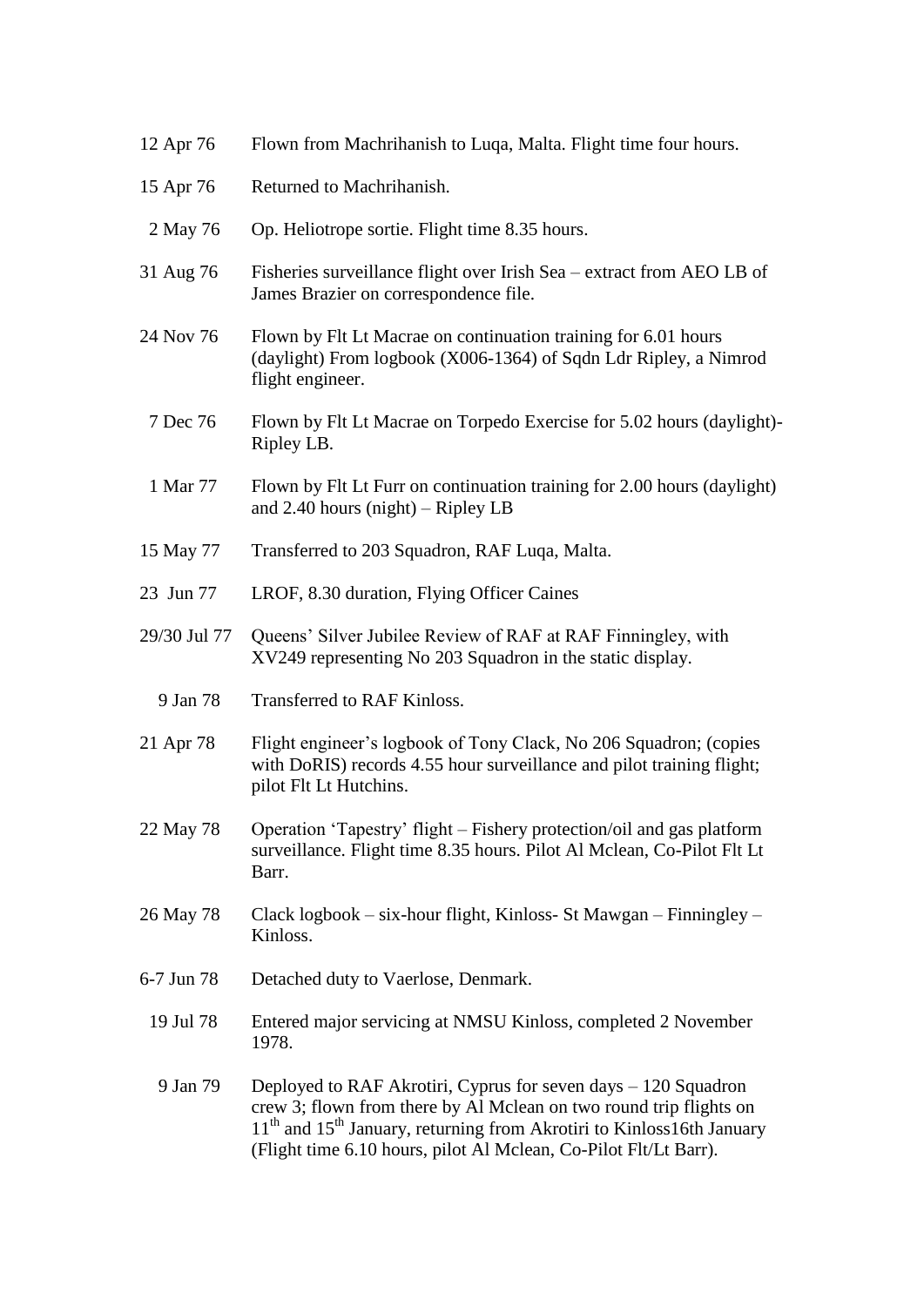| | |
|---|---|
| 12 Apr 76 | Flown from Machrihanish to Luqa, Malta. Flight time four hours. |
| 15 Apr 76 | Returned to Machrihanish. |
| 2 May 76 | Op. Heliotrope sortie. Flight time 8.35 hours. |
| 31 Aug 76 | Fisheries surveillance flight over Irish Sea – extract from AEO LB of James Brazier on correspondence file. |
| 24 Nov 76 | Flown by Flt Lt Macrae on continuation training for 6.01 hours (daylight) From logbook (X006-1364) of Sqdn Ldr Ripley, a Nimrod flight engineer. |
| 7 Dec 76 | Flown by Flt Lt Macrae on Torpedo Exercise for 5.02 hours (daylight)- Ripley LB. |
| 1 Mar 77 | Flown by Flt Lt Furr on continuation training for 2.00 hours (daylight) and 2.40 hours (night) – Ripley LB |
| 15 May 77 | Transferred to 203 Squadron, RAF Luqa, Malta. |
| 23 Jun 77 | LROF, 8.30 duration, Flying Officer Caines |
| 29/30 Jul 77 | Queens' Silver Jubilee Review of RAF at RAF Finningley, with XV249 representing No 203 Squadron in the static display. |
| 9 Jan 78 | Transferred to RAF Kinloss. |
| 21 Apr 78 | Flight engineer's logbook of Tony Clack, No 206 Squadron; (copies with DoRIS) records 4.55 hour surveillance and pilot training flight; pilot Flt Lt Hutchins. |
| 22 May 78 | Operation 'Tapestry' flight – Fishery protection/oil and gas platform surveillance. Flight time 8.35 hours. Pilot Al Mclean, Co-Pilot Flt Lt Barr. |
| 26 May 78 | Clack logbook – six-hour flight, Kinloss- St Mawgan – Finningley – Kinloss. |
| 6-7 Jun 78 | Detached duty to Vaerlose, Denmark. |
| 19 Jul 78 | Entered major servicing at NMSU Kinloss, completed 2 November 1978. |
| 9 Jan 79 | Deployed to RAF Akrotiri, Cyprus for seven days – 120 Squadron crew 3; flown from there by Al Mclean on two round trip flights on 11th and 15th January, returning from Akrotiri to Kinloss16th January (Flight time 6.10 hours, pilot Al Mclean, Co-Pilot Flt/Lt Barr). |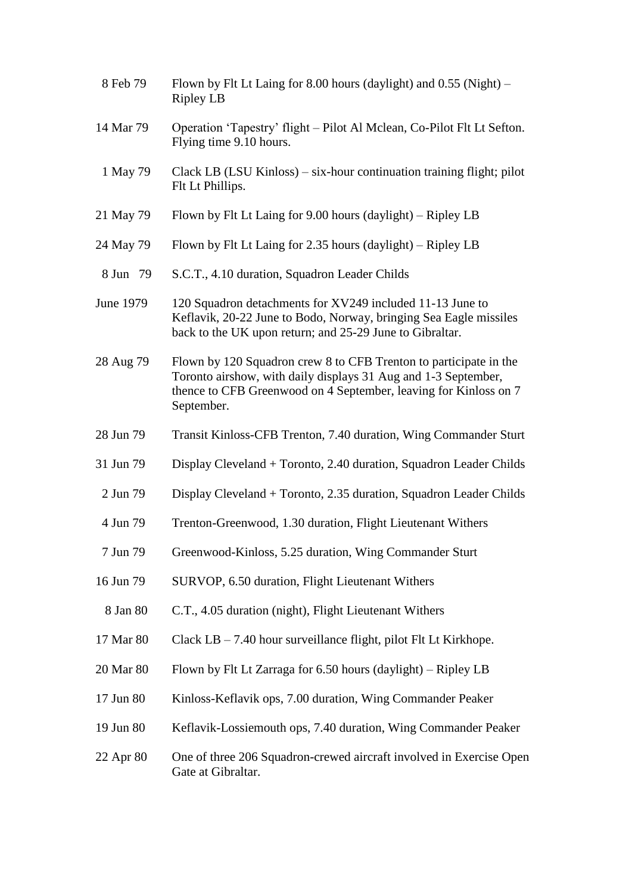| | |
|---|---|
| 8 Feb 79 | Flown by Flt Lt Laing for 8.00 hours (daylight) and 0.55 (Night) – Ripley LB |
| 14 Mar 79 | Operation 'Tapestry' flight – Pilot Al Mclean, Co-Pilot Flt Lt Sefton. Flying time 9.10 hours. |
| 1 May 79 | Clack LB (LSU Kinloss) – six-hour continuation training flight; pilot Flt Lt Phillips. |
| 21 May 79 | Flown by Flt Lt Laing for 9.00 hours (daylight) – Ripley LB |
| 24 May 79 | Flown by Flt Lt Laing for 2.35 hours (daylight) – Ripley LB |
| 8 Jun 79 | S.C.T., 4.10 duration, Squadron Leader Childs |
| June 1979 | 120 Squadron detachments for XV249 included 11-13 June to Keflavik, 20-22 June to Bodo, Norway, bringing Sea Eagle missiles back to the UK upon return; and 25-29 June to Gibraltar. |
| 28 Aug 79 | Flown by 120 Squadron crew 8 to CFB Trenton to participate in the Toronto airshow, with daily displays 31 Aug and 1-3 September, thence to CFB Greenwood on 4 September, leaving for Kinloss on 7 September. |
| 28 Jun 79 | Transit Kinloss-CFB Trenton, 7.40 duration, Wing Commander Sturt |
| 31 Jun 79 | Display Cleveland + Toronto, 2.40 duration, Squadron Leader Childs |
| 2 Jun 79 | Display Cleveland + Toronto, 2.35 duration, Squadron Leader Childs |
| 4 Jun 79 | Trenton-Greenwood, 1.30 duration, Flight Lieutenant Withers |
| 7 Jun 79 | Greenwood-Kinloss, 5.25 duration, Wing Commander Sturt |
| 16 Jun 79 | SURVOP, 6.50 duration, Flight Lieutenant Withers |
| 8 Jan 80 | C.T., 4.05 duration (night), Flight Lieutenant Withers |
| 17 Mar 80 | Clack LB – 7.40 hour surveillance flight, pilot Flt Lt Kirkhope. |
| 20 Mar 80 | Flown by Flt Lt Zarraga for 6.50 hours (daylight) – Ripley LB |
| 17 Jun 80 | Kinloss-Keflavik ops, 7.00 duration, Wing Commander Peaker |
| 19 Jun 80 | Keflavik-Lossiemouth ops, 7.40 duration, Wing Commander Peaker |
| 22 Apr 80 | One of three 206 Squadron-crewed aircraft involved in Exercise Open Gate at Gibraltar. |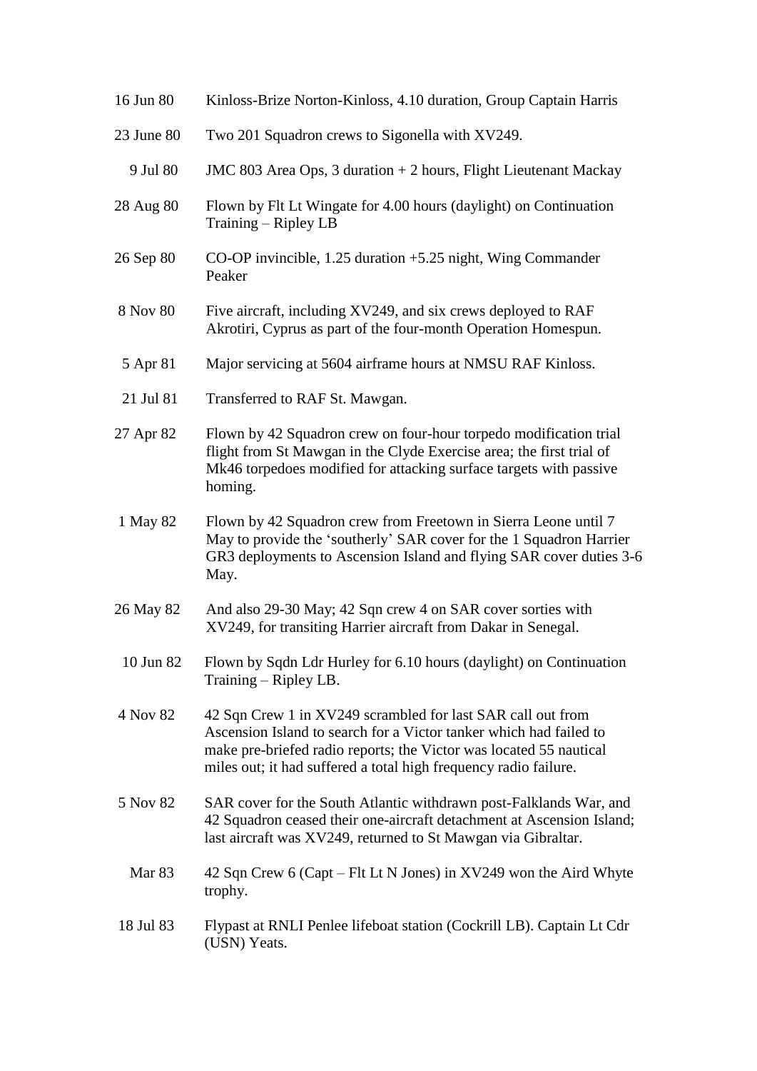| | |
|---|---|
| 16 Jun 80 | Kinloss-Brize Norton-Kinloss, 4.10 duration, Group Captain Harris |
| 23 June 80 | Two 201 Squadron crews to Sigonella with XV249. |
| 9 Jul 80 | JMC 803 Area Ops, 3 duration + 2 hours, Flight Lieutenant Mackay |
| 28 Aug 80 | Flown by Flt Lt Wingate for 4.00 hours (daylight) on Continuation Training – Ripley LB |
| 26 Sep 80 | CO-OP invincible, 1.25 duration +5.25 night, Wing Commander Peaker |
| 8 Nov 80 | Five aircraft, including XV249, and six crews deployed to RAF Akrotiri, Cyprus as part of the four-month Operation Homespun. |
| 5 Apr 81 | Major servicing at 5604 airframe hours at NMSU RAF Kinloss. |
| 21 Jul 81 | Transferred to RAF St. Mawgan. |
| 27 Apr 82 | Flown by 42 Squadron crew on four-hour torpedo modification trial flight from St Mawgan in the Clyde Exercise area; the first trial of Mk46 torpedoes modified for attacking surface targets with passive homing. |
| 1 May 82 | Flown by 42 Squadron crew from Freetown in Sierra Leone until 7 May to provide the 'southerly' SAR cover for the 1 Squadron Harrier GR3 deployments to Ascension Island and flying SAR cover duties 3-6 May. |
| 26 May 82 | And also 29-30 May; 42 Sqn crew 4 on SAR cover sorties with XV249, for transiting Harrier aircraft from Dakar in Senegal. |
| 10 Jun 82 | Flown by Sqdn Ldr Hurley for 6.10 hours (daylight) on Continuation Training – Ripley LB. |
| 4 Nov 82 | 42 Sqn Crew 1 in XV249 scrambled for last SAR call out from Ascension Island to search for a Victor tanker which had failed to make pre-briefed radio reports; the Victor was located 55 nautical miles out; it had suffered a total high frequency radio failure. |
| 5 Nov 82 | SAR cover for the South Atlantic withdrawn post-Falklands War, and 42 Squadron ceased their one-aircraft detachment at Ascension Island; last aircraft was XV249, returned to St Mawgan via Gibraltar. |
| Mar 83 | 42 Sqn Crew 6 (Capt – Flt Lt N Jones) in XV249 won the Aird Whyte trophy. |
| 18 Jul 83 | Flypast at RNLI Penlee lifeboat station (Cockrill LB). Captain Lt Cdr (USN) Yeats. |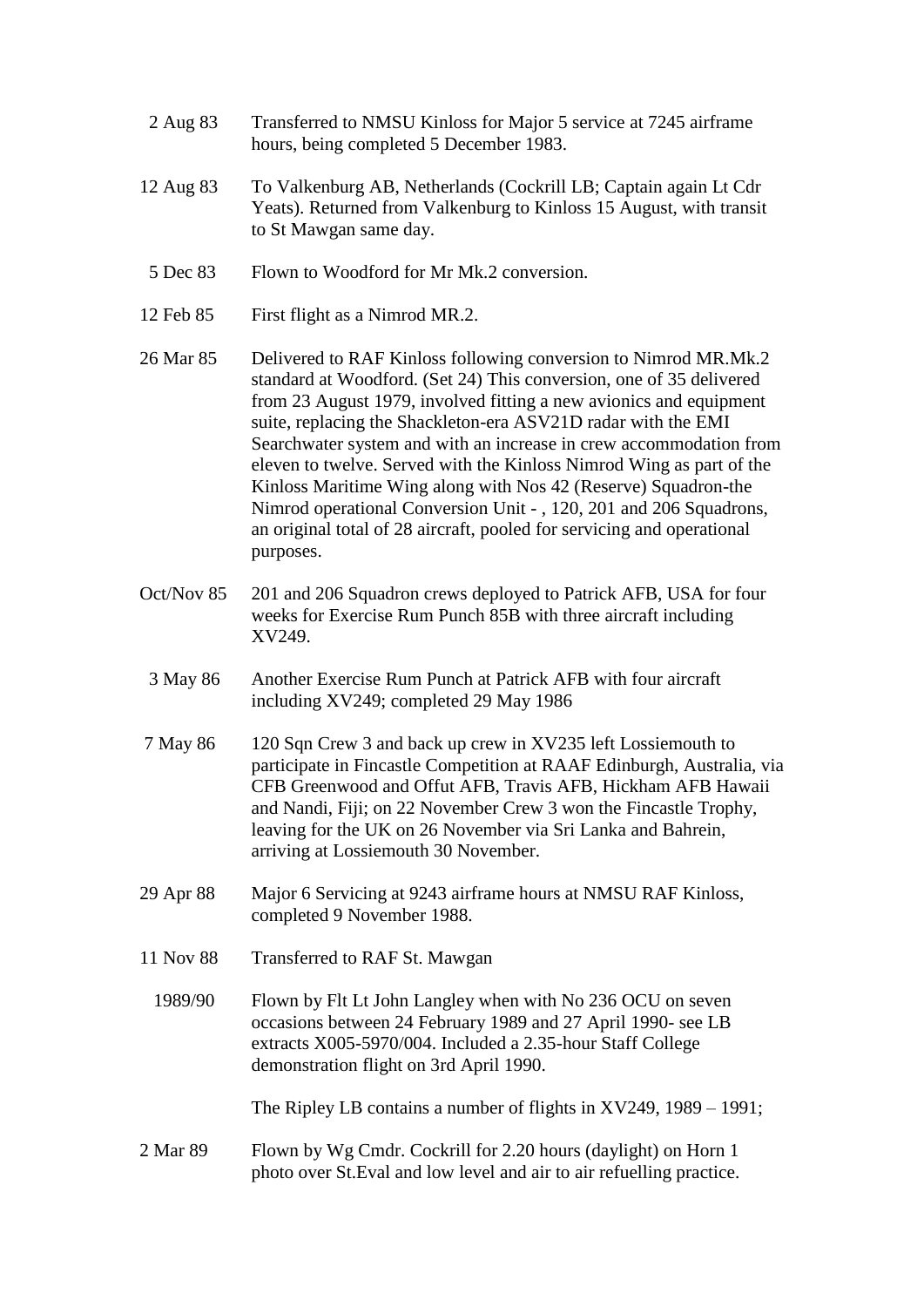| | |
|---|---|
| 2 Aug 83 | Transferred to NMSU Kinloss for Major 5 service at 7245 airframe hours, being completed 5 December 1983. |
| 12 Aug 83 | To Valkenburg AB, Netherlands (Cockrill LB; Captain again Lt Cdr Yeats). Returned from Valkenburg to Kinloss 15 August, with transit to St Mawgan same day. |
| 5 Dec 83 | Flown to Woodford for Mr Mk.2 conversion. |
| 12 Feb 85 | First flight as a Nimrod MR.2. |
| 26 Mar 85 | Delivered to RAF Kinloss following conversion to Nimrod MR.Mk.2 standard at Woodford. (Set 24) This conversion, one of 35 delivered from 23 August 1979, involved fitting a new avionics and equipment suite, replacing the Shackleton-era ASV21D radar with the EMI Searchwater system and with an increase in crew accommodation from eleven to twelve. Served with the Kinloss Nimrod Wing as part of the Kinloss Maritime Wing along with Nos 42 (Reserve) Squadron-the Nimrod operational Conversion Unit - , 120, 201 and 206 Squadrons, an original total of 28 aircraft, pooled for servicing and operational purposes. |
| Oct/Nov 85 | 201 and 206 Squadron crews deployed to Patrick AFB, USA for four weeks for Exercise Rum Punch 85B with three aircraft including XV249. |
| 3 May 86 | Another Exercise Rum Punch at Patrick AFB with four aircraft including XV249; completed 29 May 1986 |
| 7 May 86 | 120 Sqn Crew 3 and back up crew in XV235 left Lossiemouth to participate in Fincastle Competition at RAAF Edinburgh, Australia, via CFB Greenwood and Offut AFB, Travis AFB, Hickham AFB Hawaii and Nandi, Fiji; on 22 November Crew 3 won the Fincastle Trophy, leaving for the UK on 26 November via Sri Lanka and Bahrein, arriving at Lossiemouth 30 November. |
| 29 Apr 88 | Major 6 Servicing at 9243 airframe hours at NMSU RAF Kinloss, completed 9 November 1988. |
| 11 Nov 88 | Transferred to RAF St. Mawgan |
| 1989/90 | Flown by Flt Lt John Langley when with No 236 OCU on seven occasions between 24 February 1989 and 27 April 1990- see LB extracts X005-5970/004. Included a 2.35-hour Staff College demonstration flight on 3rd April 1990. |
| | The Ripley LB contains a number of flights in XV249, 1989 – 1991; |
| 2 Mar 89 | Flown by Wg Cmdr. Cockrill for 2.20 hours (daylight) on Horn 1 photo over St.Eval and low level and air to air refuelling practice. |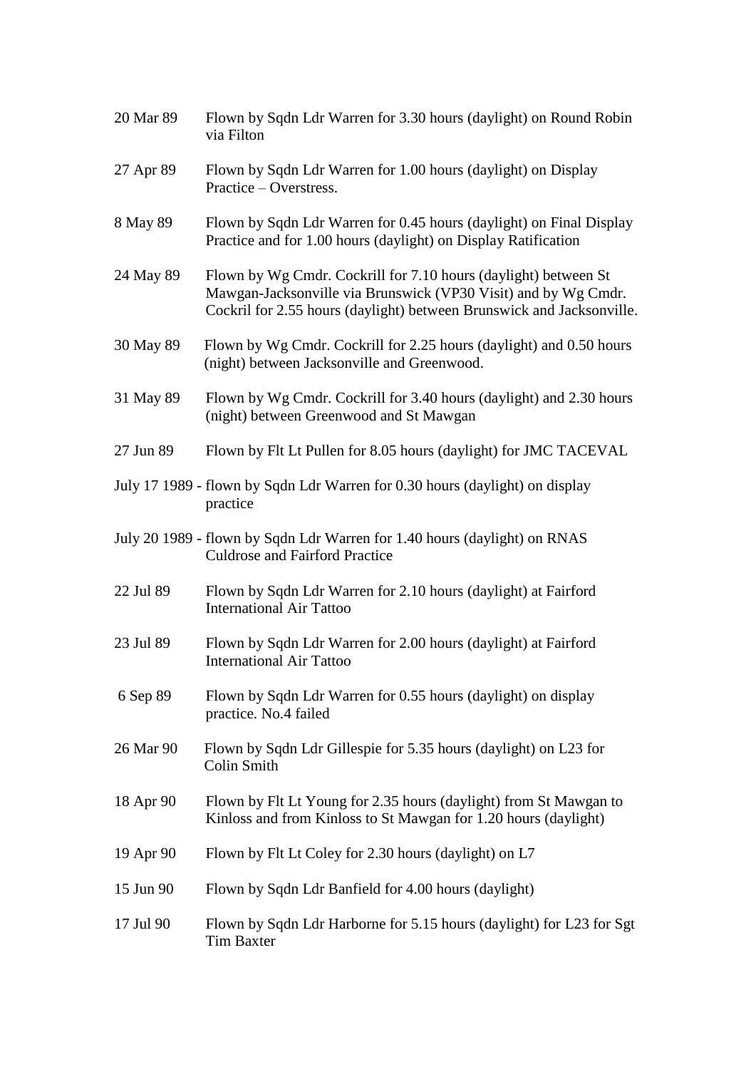20 Mar 89 Flown by Sqdn Ldr Warren for 3.30 hours (daylight) on Round Robin via Filton

27 Apr 89 Flown by Sqdn Ldr Warren for 1.00 hours (daylight) on Display Practice – Overstress.

8 May 89 Flown by Sqdn Ldr Warren for 0.45 hours (daylight) on Final Display Practice and for 1.00 hours (daylight) on Display Ratification

24 May 89 Flown by Wg Cmdr. Cockrill for 7.10 hours (daylight) between St Mawgan-Jacksonville via Brunswick (VP30 Visit) and by Wg Cmdr. Cockril for 2.55 hours (daylight) between Brunswick and Jacksonville.

30 May 89 Flown by Wg Cmdr. Cockrill for 2.25 hours (daylight) and 0.50 hours (night) between Jacksonville and Greenwood.

31 May 89 Flown by Wg Cmdr. Cockrill for 3.40 hours (daylight) and 2.30 hours (night) between Greenwood and St Mawgan

27 Jun 89 Flown by Flt Lt Pullen for 8.05 hours (daylight) for JMC TACEVAL

July 17 1989 - flown by Sqdn Ldr Warren for 0.30 hours (daylight) on display practice

July 20 1989 - flown by Sqdn Ldr Warren for 1.40 hours (daylight) on RNAS Culdrose and Fairford Practice

22 Jul 89 Flown by Sqdn Ldr Warren for 2.10 hours (daylight) at Fairford International Air Tattoo

23 Jul 89 Flown by Sqdn Ldr Warren for 2.00 hours (daylight) at Fairford International Air Tattoo

6 Sep 89 Flown by Sqdn Ldr Warren for 0.55 hours (daylight) on display practice. No.4 failed

26 Mar 90 Flown by Sqdn Ldr Gillespie for 5.35 hours (daylight) on L23 for Colin Smith

18 Apr 90 Flown by Flt Lt Young for 2.35 hours (daylight) from St Mawgan to Kinloss and from Kinloss to St Mawgan for 1.20 hours (daylight)

19 Apr 90 Flown by Flt Lt Coley for 2.30 hours (daylight) on L7

15 Jun 90 Flown by Sqdn Ldr Banfield for 4.00 hours (daylight)

17 Jul 90 Flown by Sqdn Ldr Harborne for 5.15 hours (daylight) for L23 for Sgt Tim Baxter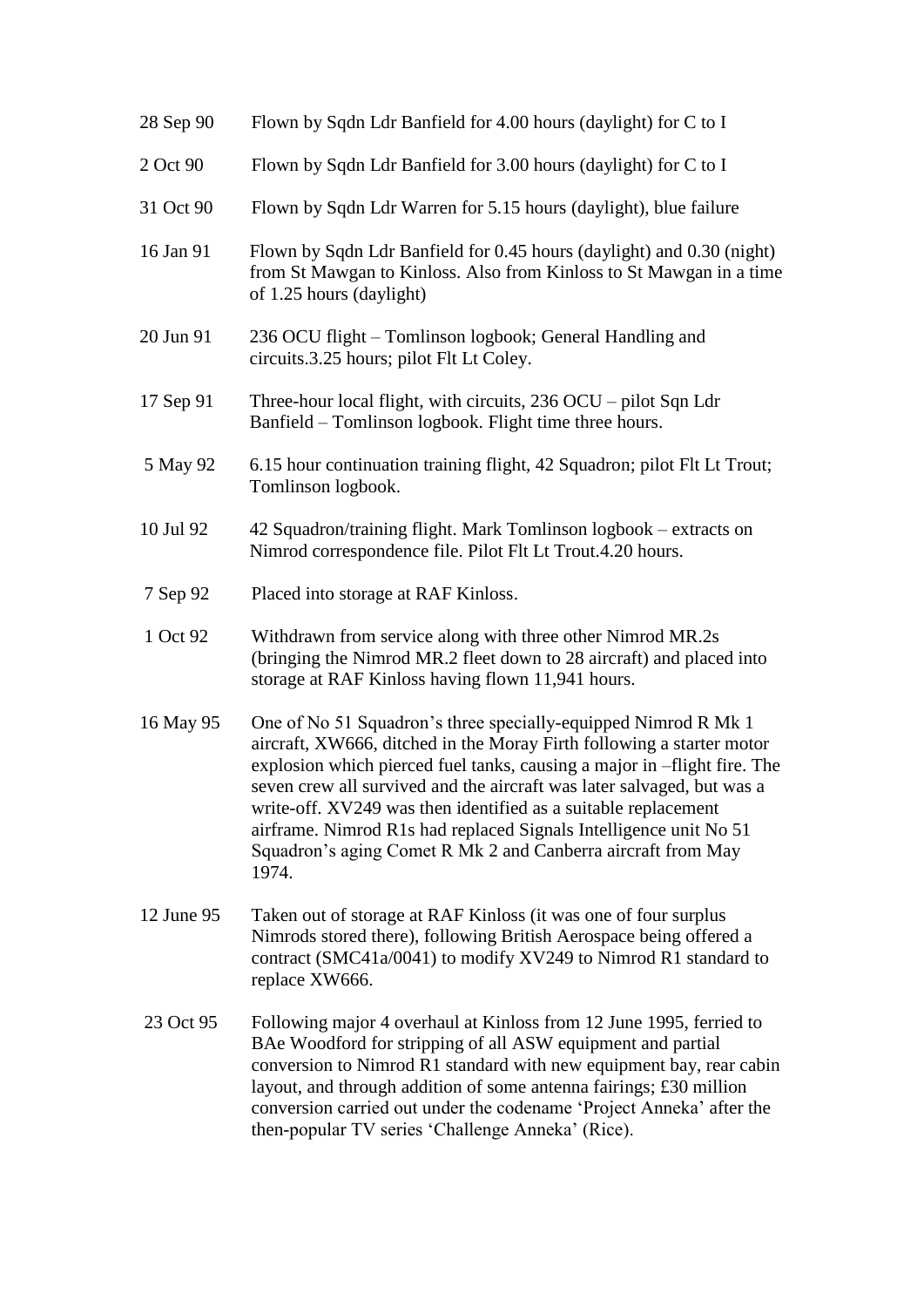| | |
|---|---|
| 28 Sep 90 | Flown by Sqdn Ldr Banfield for 4.00 hours (daylight) for C to I |
| 2 Oct 90 | Flown by Sqdn Ldr Banfield for 3.00 hours (daylight) for C to I |
| 31 Oct 90 | Flown by Sqdn Ldr Warren for 5.15 hours (daylight), blue failure |
| 16 Jan 91 | Flown by Sqdn Ldr Banfield for 0.45 hours (daylight) and 0.30 (night) from St Mawgan to Kinloss. Also from Kinloss to St Mawgan in a time of 1.25 hours (daylight) |
| 20 Jun 91 | 236 OCU flight – Tomlinson logbook; General Handling and circuits.3.25 hours; pilot Flt Lt Coley. |
| 17 Sep 91 | Three-hour local flight, with circuits, 236 OCU – pilot Sqn Ldr Banfield – Tomlinson logbook. Flight time three hours. |
| 5 May 92 | 6.15 hour continuation training flight, 42 Squadron; pilot Flt Lt Trout; Tomlinson logbook. |
| 10 Jul 92 | 42 Squadron/training flight. Mark Tomlinson logbook – extracts on Nimrod correspondence file. Pilot Flt Lt Trout.4.20 hours. |
| 7 Sep 92 | Placed into storage at RAF Kinloss. |
| 1 Oct 92 | Withdrawn from service along with three other Nimrod MR.2s (bringing the Nimrod MR.2 fleet down to 28 aircraft) and placed into storage at RAF Kinloss having flown 11,941 hours. |
| 16 May 95 | One of No 51 Squadron's three specially-equipped Nimrod R Mk 1 aircraft, XW666, ditched in the Moray Firth following a starter motor explosion which pierced fuel tanks, causing a major in –flight fire. The seven crew all survived and the aircraft was later salvaged, but was a write-off. XV249 was then identified as a suitable replacement airframe. Nimrod R1s had replaced Signals Intelligence unit No 51 Squadron's aging Comet R Mk 2 and Canberra aircraft from May 1974. |
| 12 June 95 | Taken out of storage at RAF Kinloss (it was one of four surplus Nimrods stored there), following British Aerospace being offered a contract (SMC41a/0041) to modify XV249 to Nimrod R1 standard to replace XW666. |
| 23 Oct 95 | Following major 4 overhaul at Kinloss from 12 June 1995, ferried to BAe Woodford for stripping of all ASW equipment and partial conversion to Nimrod R1 standard with new equipment bay, rear cabin layout, and through addition of some antenna fairings; £30 million conversion carried out under the codename 'Project Anneka' after the then-popular TV series 'Challenge Anneka' (Rice). |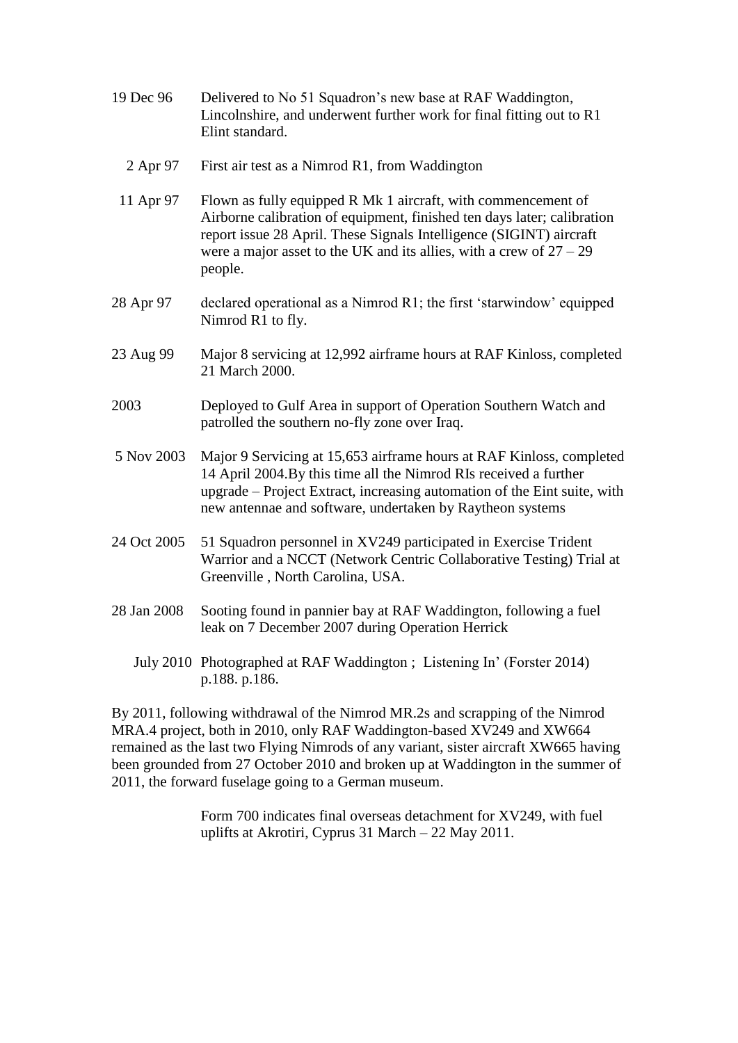19 Dec 96 Delivered to No 51 Squadron's new base at RAF Waddington, Lincolnshire, and underwent further work for final fitting out to R1 Elint standard.

2 Apr 97 First air test as a Nimrod R1, from Waddington

11 Apr 97 Flown as fully equipped R Mk 1 aircraft, with commencement of Airborne calibration of equipment, finished ten days later; calibration report issue 28 April. These Signals Intelligence (SIGINT) aircraft were a major asset to the UK and its allies, with a crew of 27 – 29 people.

28 Apr 97 declared operational as a Nimrod R1; the first 'starwindow' equipped Nimrod R1 to fly.

23 Aug 99 Major 8 servicing at 12,992 airframe hours at RAF Kinloss, completed 21 March 2000.

2003 Deployed to Gulf Area in support of Operation Southern Watch and patrolled the southern no-fly zone over Iraq.

5 Nov 2003 Major 9 Servicing at 15,653 airframe hours at RAF Kinloss, completed 14 April 2004.By this time all the Nimrod RIs received a further upgrade – Project Extract, increasing automation of the Eint suite, with new antennae and software, undertaken by Raytheon systems

24 Oct 2005 51 Squadron personnel in XV249 participated in Exercise Trident Warrior and a NCCT (Network Centric Collaborative Testing) Trial at Greenville , North Carolina, USA.

28 Jan 2008 Sooting found in pannier bay at RAF Waddington, following a fuel leak on 7 December 2007 during Operation Herrick

July 2010 Photographed at RAF Waddington ; Listening In' (Forster 2014) p.188. p.186.

By 2011, following withdrawal of the Nimrod MR.2s and scrapping of the Nimrod MRA.4 project, both in 2010, only RAF Waddington-based XV249 and XW664 remained as the last two Flying Nimrods of any variant, sister aircraft XW665 having been grounded from 27 October 2010 and broken up at Waddington in the summer of 2011, the forward fuselage going to a German museum.

Form 700 indicates final overseas detachment for XV249, with fuel uplifts at Akrotiri, Cyprus 31 March – 22 May 2011.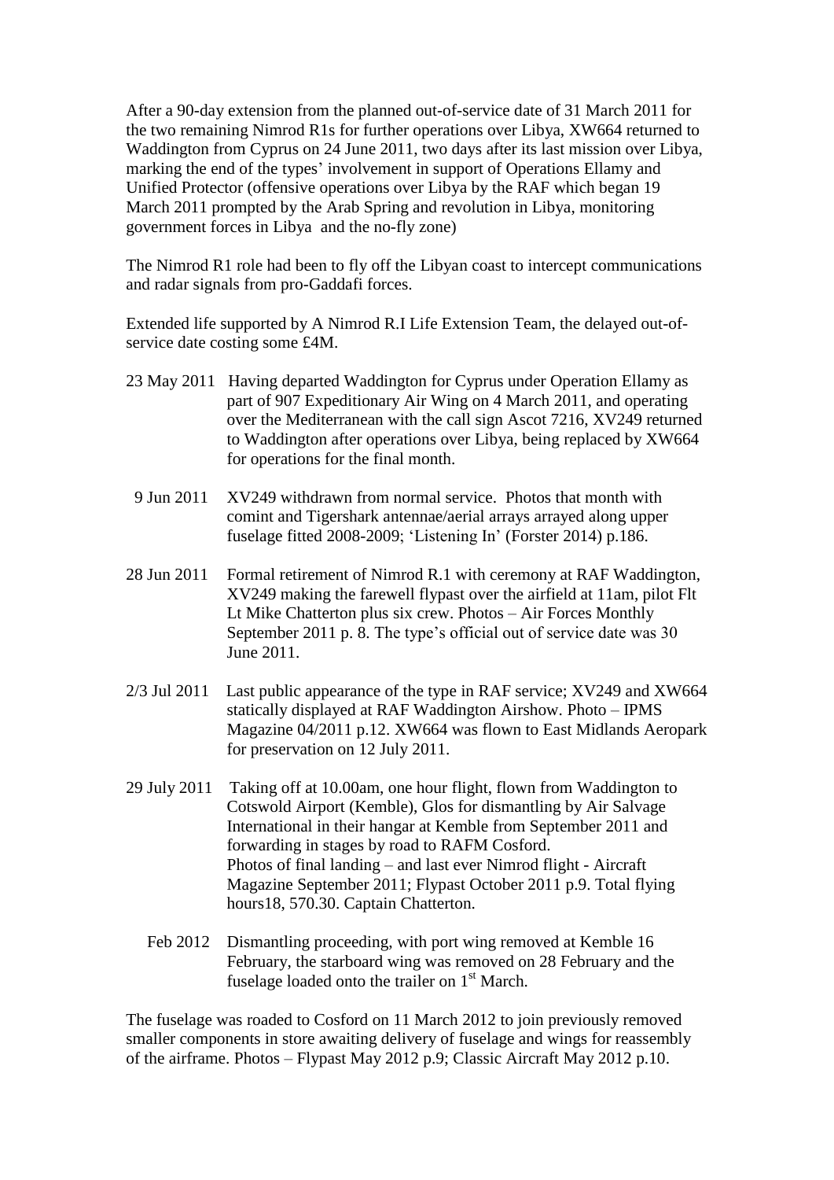After a 90-day extension from the planned out-of-service date of 31 March 2011 for the two remaining Nimrod R1s for further operations over Libya, XW664 returned to Waddington from Cyprus on 24 June 2011, two days after its last mission over Libya, marking the end of the types' involvement in support of Operations Ellamy and Unified Protector (offensive operations over Libya by the RAF which began 19 March 2011 prompted by the Arab Spring and revolution in Libya, monitoring government forces in Libya and the no-fly zone)

The Nimrod R1 role had been to fly off the Libyan coast to intercept communications and radar signals from pro-Gaddafi forces.

Extended life supported by A Nimrod R.I Life Extension Team, the delayed out-of-service date costing some £4M.

23 May 2011 Having departed Waddington for Cyprus under Operation Ellamy as part of 907 Expeditionary Air Wing on 4 March 2011, and operating over the Mediterranean with the call sign Ascot 7216, XV249 returned to Waddington after operations over Libya, being replaced by XW664 for operations for the final month.

9 Jun 2011 XV249 withdrawn from normal service. Photos that month with comint and Tigershark antennae/aerial arrays arrayed along upper fuselage fitted 2008-2009; 'Listening In' (Forster 2014) p.186.

28 Jun 2011 Formal retirement of Nimrod R.1 with ceremony at RAF Waddington, XV249 making the farewell flypast over the airfield at 11am, pilot Flt Lt Mike Chatterton plus six crew. Photos – Air Forces Monthly September 2011 p. 8. The type's official out of service date was 30 June 2011.

2/3 Jul 2011 Last public appearance of the type in RAF service; XV249 and XW664 statically displayed at RAF Waddington Airshow. Photo – IPMS Magazine 04/2011 p.12. XW664 was flown to East Midlands Aeropark for preservation on 12 July 2011.

29 July 2011 Taking off at 10.00am, one hour flight, flown from Waddington to Cotswold Airport (Kemble), Glos for dismantling by Air Salvage International in their hangar at Kemble from September 2011 and forwarding in stages by road to RAFM Cosford.
Photos of final landing – and last ever Nimrod flight - Aircraft Magazine September 2011; Flypast October 2011 p.9. Total flying hours18, 570.30. Captain Chatterton.

Feb 2012 Dismantling proceeding, with port wing removed at Kemble 16 February, the starboard wing was removed on 28 February and the fuselage loaded onto the trailer on 1st March.

The fuselage was roaded to Cosford on 11 March 2012 to join previously removed smaller components in store awaiting delivery of fuselage and wings for reassembly of the airframe. Photos – Flypast May 2012 p.9; Classic Aircraft May 2012 p.10.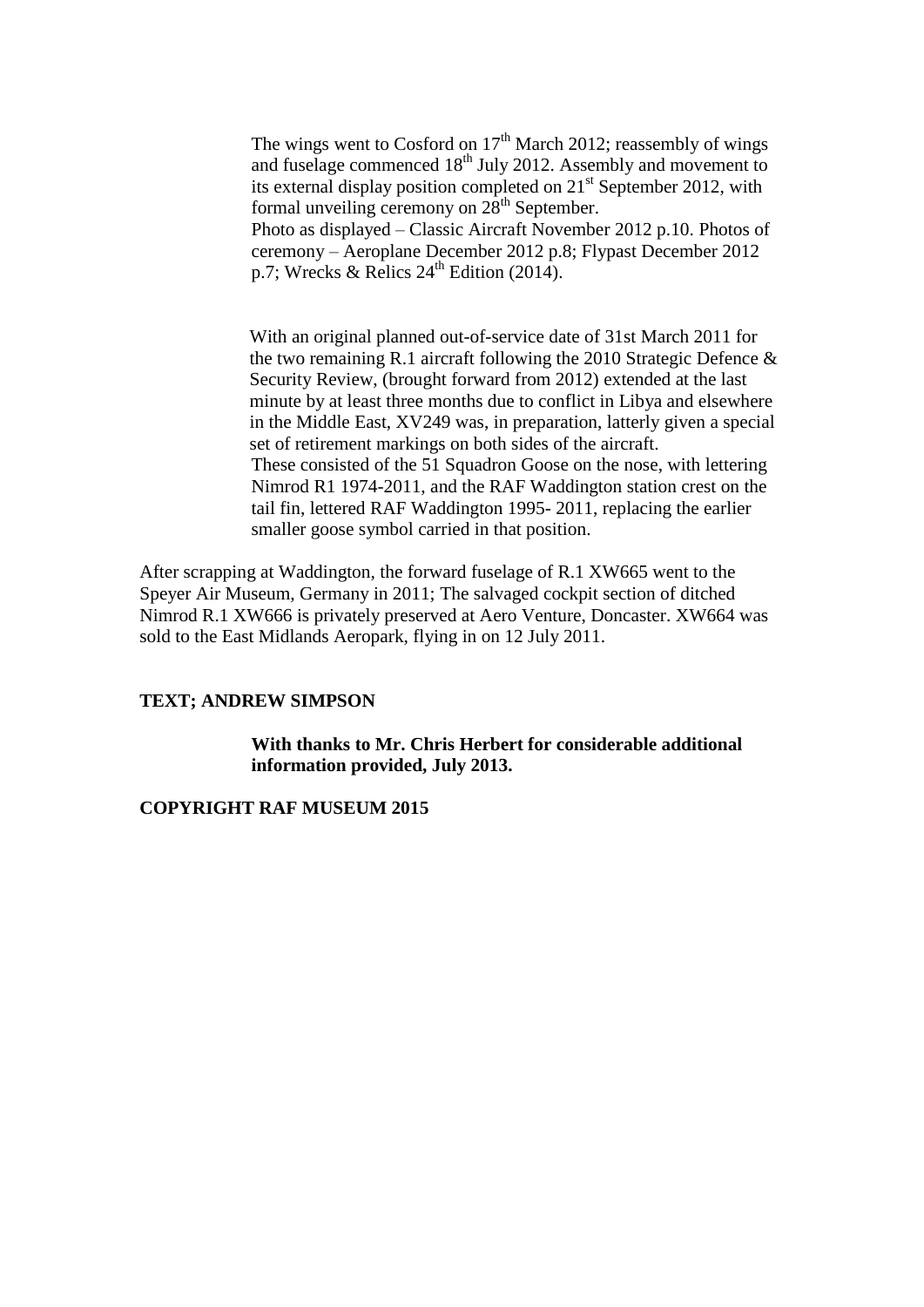The wings went to Cosford on 17th March 2012; reassembly of wings and fuselage commenced 18th July 2012. Assembly and movement to its external display position completed on 21st September 2012, with formal unveiling ceremony on 28th September.
Photo as displayed – Classic Aircraft November 2012 p.10. Photos of ceremony – Aeroplane December 2012 p.8; Flypast December 2012 p.7; Wrecks & Relics 24th Edition (2014).

With an original planned out-of-service date of 31st March 2011 for the two remaining R.1 aircraft following the 2010 Strategic Defence & Security Review, (brought forward from 2012) extended at the last minute by at least three months due to conflict in Libya and elsewhere in the Middle East, XV249 was, in preparation, latterly given a special set of retirement markings on both sides of the aircraft.
These consisted of the 51 Squadron Goose on the nose, with lettering Nimrod R1 1974-2011, and the RAF Waddington station crest on the tail fin, lettered RAF Waddington 1995- 2011, replacing the earlier smaller goose symbol carried in that position.

After scrapping at Waddington, the forward fuselage of R.1 XW665 went to the Speyer Air Museum, Germany in 2011; The salvaged cockpit section of ditched Nimrod R.1 XW666 is privately preserved at Aero Venture, Doncaster. XW664 was sold to the East Midlands Aeropark, flying in on 12 July 2011.

**TEXT; ANDREW SIMPSON**

**With thanks to Mr. Chris Herbert for considerable additional information provided, July 2013.**

**COPYRIGHT RAF MUSEUM 2015**